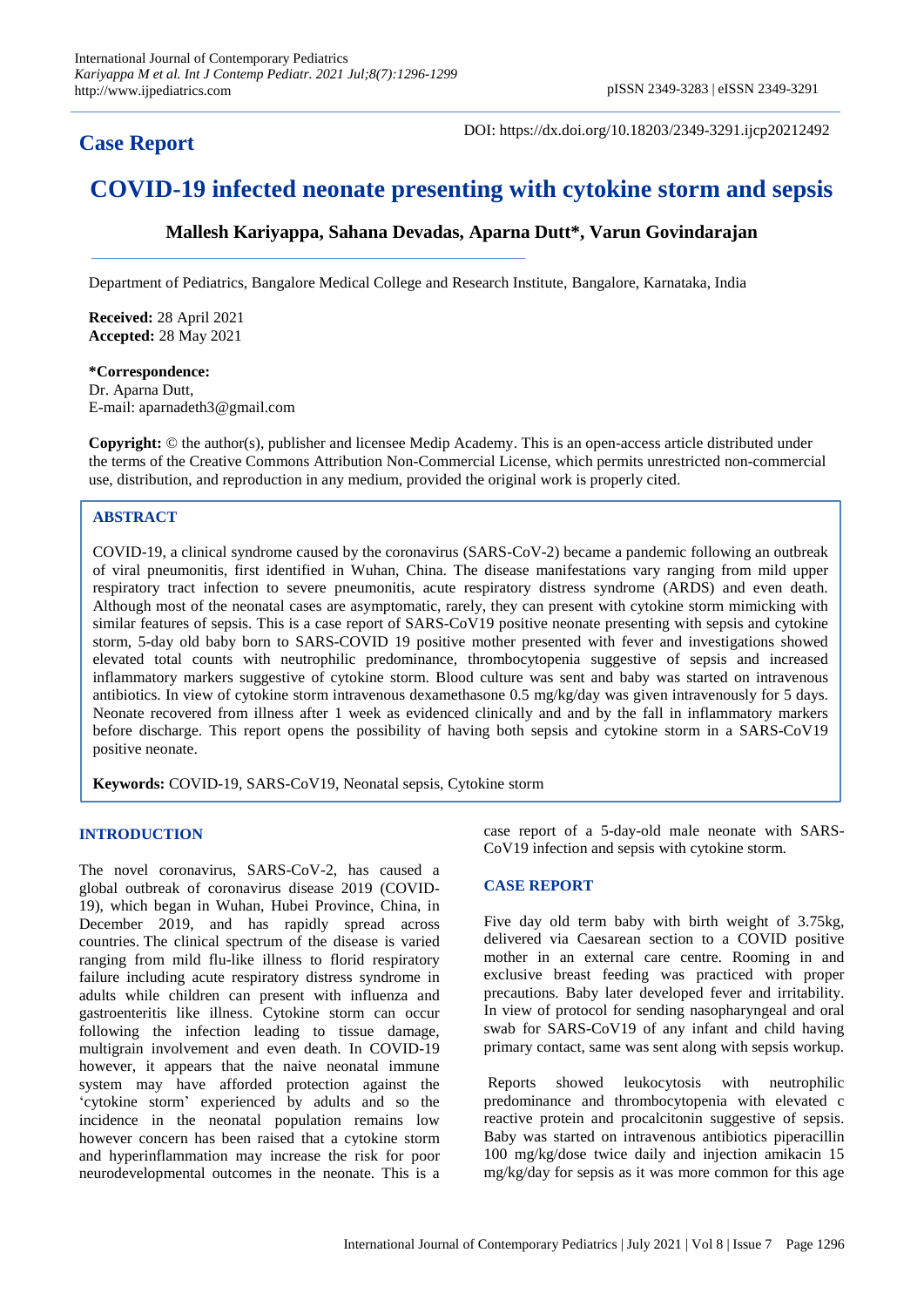## Case Report

DOI: https://dx.doi.org/10.18203/2349-3291.ijcp20212492

# COVID-19 infected neonate presenting with cytokine storm and sepsis

**Mallesh Kariyappa, Sahana Devadas, Aparna Dutt*, Varun Govindarajan**

Department of Pediatrics, Bangalore Medical College and Research Institute, Bangalore, Karnataka, India

**Received:** 28 April 2021
**Accepted:** 28 May 2021

**\*Correspondence:**
Dr. Aparna Dutt,
E-mail: aparnadeth3@gmail.com

**Copyright:** © the author(s), publisher and licensee Medip Academy. This is an open-access article distributed under the terms of the Creative Commons Attribution Non-Commercial License, which permits unrestricted non-commercial use, distribution, and reproduction in any medium, provided the original work is properly cited.

## ABSTRACT

COVID-19, a clinical syndrome caused by the coronavirus (SARS-CoV-2) became a pandemic following an outbreak of viral pneumonitis, first identified in Wuhan, China. The disease manifestations vary ranging from mild upper respiratory tract infection to severe pneumonitis, acute respiratory distress syndrome (ARDS) and even death. Although most of the neonatal cases are asymptomatic, rarely, they can present with cytokine storm mimicking with similar features of sepsis. This is a case report of SARS-CoV19 positive neonate presenting with sepsis and cytokine storm, 5-day old baby born to SARS-COVID 19 positive mother presented with fever and investigations showed elevated total counts with neutrophilic predominance, thrombocytopenia suggestive of sepsis and increased inflammatory markers suggestive of cytokine storm. Blood culture was sent and baby was started on intravenous antibiotics. In view of cytokine storm intravenous dexamethasone 0.5 mg/kg/day was given intravenously for 5 days. Neonate recovered from illness after 1 week as evidenced clinically and and by the fall in inflammatory markers before discharge. This report opens the possibility of having both sepsis and cytokine storm in a SARS-CoV19 positive neonate.

**Keywords:** COVID-19, SARS-CoV19, Neonatal sepsis, Cytokine storm

## INTRODUCTION

The novel coronavirus, SARS-CoV-2, has caused a global outbreak of coronavirus disease 2019 (COVID-19), which began in Wuhan, Hubei Province, China, in December 2019, and has rapidly spread across countries. The clinical spectrum of the disease is varied ranging from mild flu-like illness to florid respiratory failure including acute respiratory distress syndrome in adults while children can present with influenza and gastroenteritis like illness. Cytokine storm can occur following the infection leading to tissue damage, multigrain involvement and even death. In COVID-19 however, it appears that the naive neonatal immune system may have afforded protection against the 'cytokine storm' experienced by adults and so the incidence in the neonatal population remains low however concern has been raised that a cytokine storm and hyperinflammation may increase the risk for poor neurodevelopmental outcomes in the neonate. This is a case report of a 5-day-old male neonate with SARS-CoV19 infection and sepsis with cytokine storm.

## CASE REPORT

Five day old term baby with birth weight of 3.75kg, delivered via Caesarean section to a COVID positive mother in an external care centre. Rooming in and exclusive breast feeding was practiced with proper precautions. Baby later developed fever and irritability. In view of protocol for sending nasopharyngeal and oral swab for SARS-CoV19 of any infant and child having primary contact, same was sent along with sepsis workup.

Reports showed leukocytosis with neutrophilic predominance and thrombocytopenia with elevated c reactive protein and procalcitonin suggestive of sepsis. Baby was started on intravenous antibiotics piperacillin 100 mg/kg/dose twice daily and injection amikacin 15 mg/kg/day for sepsis as it was more common for this age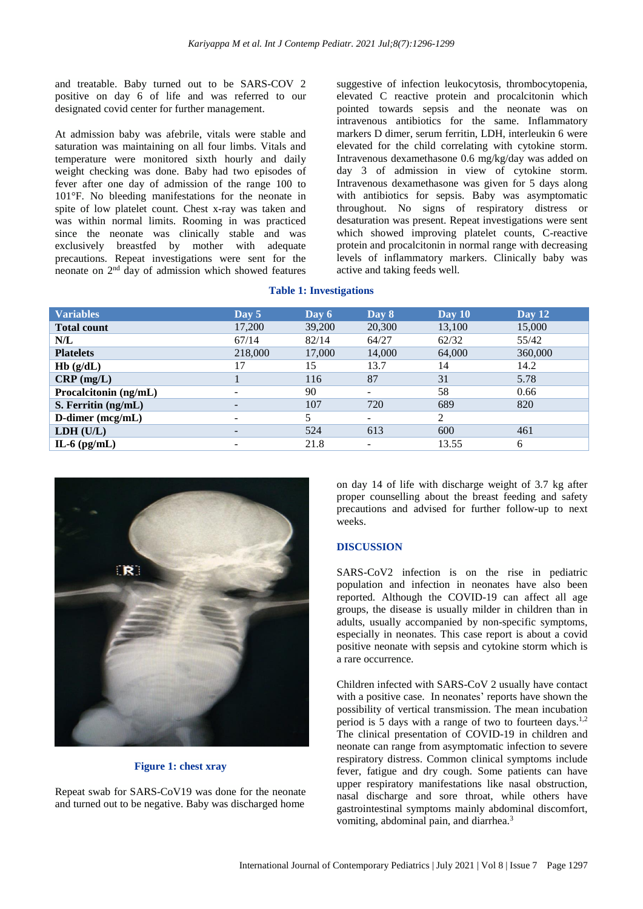and treatable. Baby turned out to be SARS-COV 2 positive on day 6 of life and was referred to our designated covid center for further management.

At admission baby was afebrile, vitals were stable and saturation was maintaining on all four limbs. Vitals and temperature were monitored sixth hourly and daily weight checking was done. Baby had two episodes of fever after one day of admission of the range 100 to 101°F. No bleeding manifestations for the neonate in spite of low platelet count. Chest x-ray was taken and was within normal limits. Rooming in was practiced since the neonate was clinically stable and was exclusively breastfed by mother with adequate precautions. Repeat investigations were sent for the neonate on 2nd day of admission which showed features suggestive of infection leukocytosis, thrombocytopenia, elevated C reactive protein and procalcitonin which pointed towards sepsis and the neonate was on intravenous antibiotics for the same. Inflammatory markers D dimer, serum ferritin, LDH, interleukin 6 were elevated for the child correlating with cytokine storm. Intravenous dexamethasone 0.6 mg/kg/day was added on day 3 of admission in view of cytokine storm. Intravenous dexamethasone was given for 5 days along with antibiotics for sepsis. Baby was asymptomatic throughout. No signs of respiratory distress or desaturation was present. Repeat investigations were sent which showed improving platelet counts, C-reactive protein and procalcitonin in normal range with decreasing levels of inflammatory markers. Clinically baby was active and taking feeds well.

**Table 1: Investigations**

| Variables | Day 5 | Day 6 | Day 8 | Day 10 | Day 12 |
|---|---|---|---|---|---|
| **Total count** | 17,200 | 39,200 | 20,300 | 13,100 | 15,000 |
| **N/L** | 67/14 | 82/14 | 64/27 | 62/32 | 55/42 |
| **Platelets** | 218,000 | 17,000 | 14,000 | 64,000 | 360,000 |
| **Hb (g/dL)** | 17 | 15 | 13.7 | 14 | 14.2 |
| **CRP (mg/L)** | 1 | 116 | 87 | 31 | 5.78 |
| **Procalcitonin (ng/mL)** | - | 90 | - | 58 | 0.66 |
| **S. Ferritin (ng/mL)** | - | 107 | 720 | 689 | 820 |
| **D-dimer (mcg/mL)** | - | 5 | - | 2 | |
| **LDH (U/L)** | - | 524 | 613 | 600 | 461 |
| **IL-6 (pg/mL)** | - | 21.8 | - | 13.55 | 6 |

**Figure 1: chest xray**

Repeat swab for SARS-CoV19 was done for the neonate and turned out to be negative. Baby was discharged home on day 14 of life with discharge weight of 3.7 kg after proper counselling about the breast feeding and safety precautions and advised for further follow-up to next weeks.

## DISCUSSION

SARS-CoV2 infection is on the rise in pediatric population and infection in neonates have also been reported. Although the COVID-19 can affect all age groups, the disease is usually milder in children than in adults, usually accompanied by non-specific symptoms, especially in neonates. This case report is about a covid positive neonate with sepsis and cytokine storm which is a rare occurrence.

Children infected with SARS-CoV 2 usually have contact with a positive case. In neonates' reports have shown the possibility of vertical transmission. The mean incubation period is 5 days with a range of two to fourteen days.[1,2] The clinical presentation of COVID-19 in children and neonate can range from asymptomatic infection to severe respiratory distress. Common clinical symptoms include fever, fatigue and dry cough. Some patients can have upper respiratory manifestations like nasal obstruction, nasal discharge and sore throat, while others have gastrointestinal symptoms mainly abdominal discomfort, vomiting, abdominal pain, and diarrhea.[3]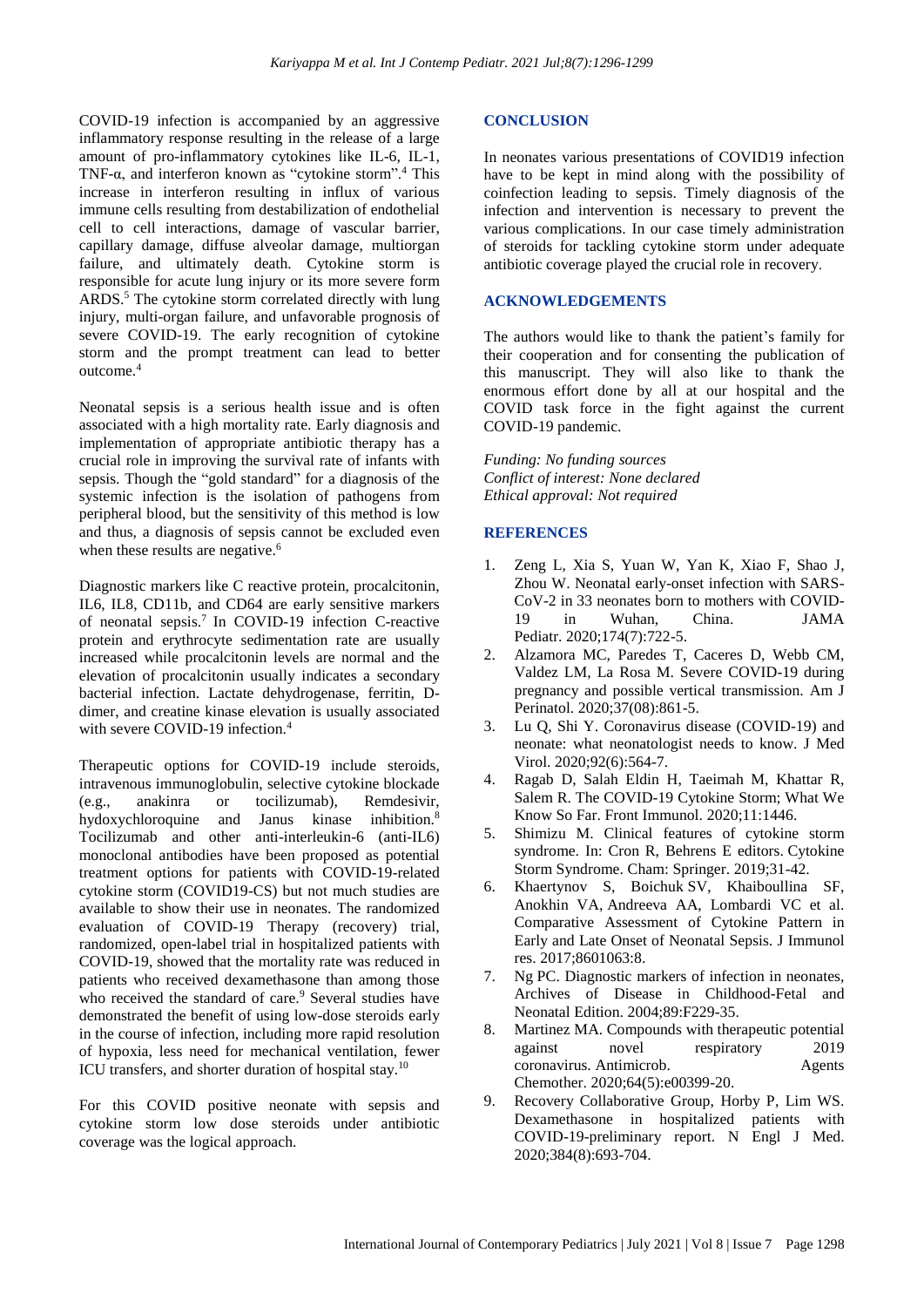COVID-19 infection is accompanied by an aggressive inflammatory response resulting in the release of a large amount of pro-inflammatory cytokines like IL-6, IL-1, TNF-α, and interferon known as "cytokine storm".[4] This increase in interferon resulting in influx of various immune cells resulting from destabilization of endothelial cell to cell interactions, damage of vascular barrier, capillary damage, diffuse alveolar damage, multiorgan failure, and ultimately death. Cytokine storm is responsible for acute lung injury or its more severe form ARDS.[5] The cytokine storm correlated directly with lung injury, multi-organ failure, and unfavorable prognosis of severe COVID-19. The early recognition of cytokine storm and the prompt treatment can lead to better outcome.[4]

Neonatal sepsis is a serious health issue and is often associated with a high mortality rate. Early diagnosis and implementation of appropriate antibiotic therapy has a crucial role in improving the survival rate of infants with sepsis. Though the "gold standard" for a diagnosis of the systemic infection is the isolation of pathogens from peripheral blood, but the sensitivity of this method is low and thus, a diagnosis of sepsis cannot be excluded even when these results are negative.[6]

Diagnostic markers like C reactive protein, procalcitonin, IL6, IL8, CD11b, and CD64 are early sensitive markers of neonatal sepsis.[7] In COVID-19 infection C-reactive protein and erythrocyte sedimentation rate are usually increased while procalcitonin levels are normal and the elevation of procalcitonin usually indicates a secondary bacterial infection. Lactate dehydrogenase, ferritin, D-dimer, and creatine kinase elevation is usually associated with severe COVID-19 infection.[4]

Therapeutic options for COVID-19 include steroids, intravenous immunoglobulin, selective cytokine blockade (e.g., anakinra or tocilizumab), Remdesivir, hydoxychloroquine and Janus kinase inhibition.[8] Tocilizumab and other anti-interleukin-6 (anti-IL6) monoclonal antibodies have been proposed as potential treatment options for patients with COVID-19-related cytokine storm (COVID19-CS) but not much studies are available to show their use in neonates. The randomized evaluation of COVID-19 Therapy (recovery) trial, randomized, open-label trial in hospitalized patients with COVID-19, showed that the mortality rate was reduced in patients who received dexamethasone than among those who received the standard of care.[9] Several studies have demonstrated the benefit of using low-dose steroids early in the course of infection, including more rapid resolution of hypoxia, less need for mechanical ventilation, fewer ICU transfers, and shorter duration of hospital stay.[10]

For this COVID positive neonate with sepsis and cytokine storm low dose steroids under antibiotic coverage was the logical approach.

## CONCLUSION

In neonates various presentations of COVID19 infection have to be kept in mind along with the possibility of coinfection leading to sepsis. Timely diagnosis of the infection and intervention is necessary to prevent the various complications. In our case timely administration of steroids for tackling cytokine storm under adequate antibiotic coverage played the crucial role in recovery.

## ACKNOWLEDGEMENTS

The authors would like to thank the patient's family for their cooperation and for consenting the publication of this manuscript. They will also like to thank the enormous effort done by all at our hospital and the COVID task force in the fight against the current COVID-19 pandemic.

*Funding: No funding sources*
*Conflict of interest: None declared*
*Ethical approval: Not required*

## REFERENCES

1. Zeng L, Xia S, Yuan W, Yan K, Xiao F, Shao J, Zhou W. Neonatal early-onset infection with SARS-CoV-2 in 33 neonates born to mothers with COVID-19 in Wuhan, China. JAMA Pediatr. 2020;174(7):722-5.
2. Alzamora MC, Paredes T, Caceres D, Webb CM, Valdez LM, La Rosa M. Severe COVID-19 during pregnancy and possible vertical transmission. Am J Perinatol. 2020;37(08):861-5.
3. Lu Q, Shi Y. Coronavirus disease (COVID-19) and neonate: what neonatologist needs to know. J Med Virol. 2020;92(6):564-7.
4. Ragab D, Salah Eldin H, Taeimah M, Khattar R, Salem R. The COVID-19 Cytokine Storm; What We Know So Far. Front Immunol. 2020;11:1446.
5. Shimizu M. Clinical features of cytokine storm syndrome. In: Cron R, Behrens E editors. Cytokine Storm Syndrome. Cham: Springer. 2019;31-42.
6. Khaertynov S, Boichuk SV, Khaiboullina SF, Anokhin VA, Andreeva AA, Lombardi VC et al. Comparative Assessment of Cytokine Pattern in Early and Late Onset of Neonatal Sepsis. J Immunol res. 2017;8601063:8.
7. Ng PC. Diagnostic markers of infection in neonates, Archives of Disease in Childhood-Fetal and Neonatal Edition. 2004;89:F229-35.
8. Martinez MA. Compounds with therapeutic potential against novel respiratory 2019 coronavirus. Antimicrob. Agents Chemother. 2020;64(5):e00399-20.
9. Recovery Collaborative Group, Horby P, Lim WS. Dexamethasone in hospitalized patients with COVID-19-preliminary report. N Engl J Med. 2020;384(8):693-704.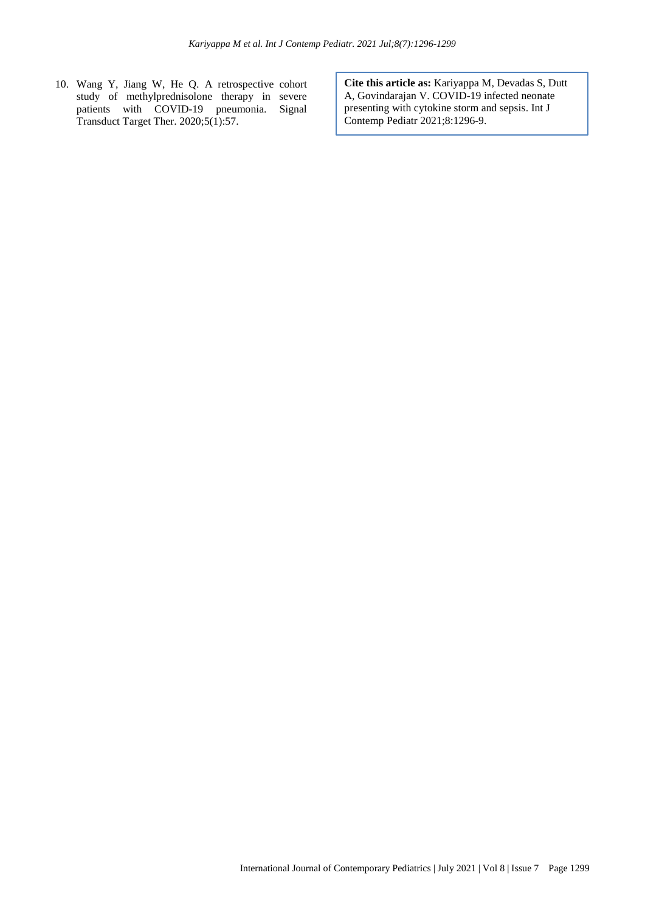10. Wang Y, Jiang W, He Q. A retrospective cohort study of methylprednisolone therapy in severe patients with COVID-19 pneumonia. Signal Transduct Target Ther. 2020;5(1):57.

**Cite this article as:** Kariyappa M, Devadas S, Dutt A, Govindarajan V. COVID-19 infected neonate presenting with cytokine storm and sepsis. Int J Contemp Pediatr 2021;8:1296-9.